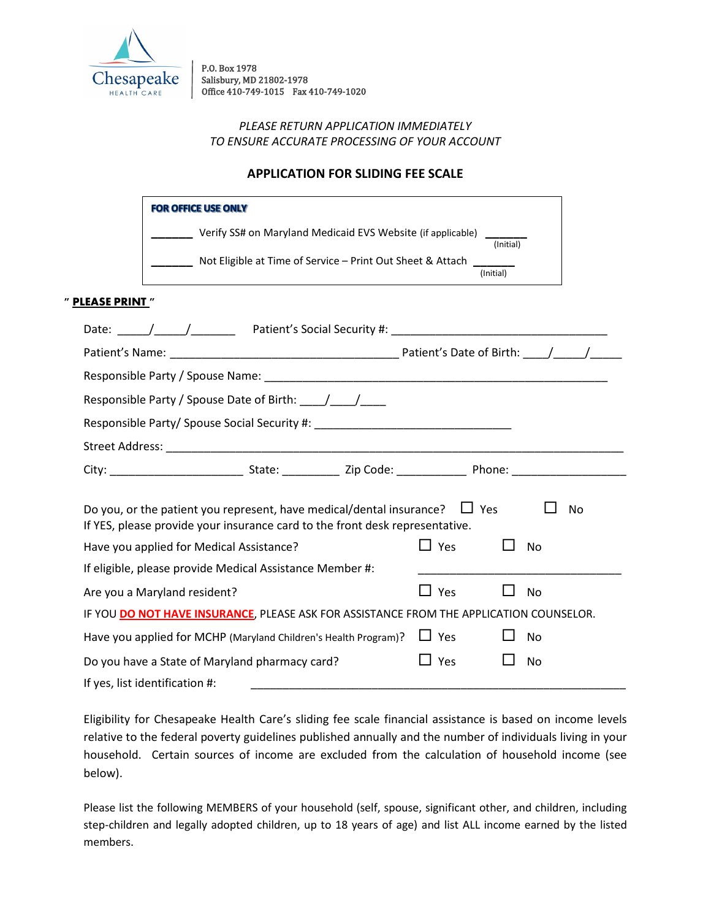Chesapeake HEALTH CARE

P.O. Box 1978
Salisbury, MD 21802-1978
Office 410-749-1015 Fax 410-749-1020

*PLEASE RETURN APPLICATION IMMEDIATELY*
*TO ENSURE ACCURATE PROCESSING OF YOUR ACCOUNT*

## APPLICATION FOR SLIDING FEE SCALE

**FOR OFFICE USE ONLY**

_______ Verify SS# on Maryland Medicaid EVS Website (if applicable) _______ (Initial)

_______ Not Eligible at Time of Service – Print Out Sheet & Attach _______ (Initial)

" **PLEASE PRINT** "

Date: _____/_____/_______ Patient's Social Security #: ___________________________________

Patient's Name: ____________________________________ Patient's Date of Birth: ____/_____/_____

Responsible Party / Spouse Name: _______________________________________________________

Responsible Party / Spouse Date of Birth: ____/____/____

Responsible Party/ Spouse Social Security #: _______________________________

Street Address: ________________________________________________________________________

City: _____________________ State: _________ Zip Code: ___________ Phone: __________________

Do you, or the patient you represent, have medical/dental insurance? ☐ Yes ☐ No
If YES, please provide your insurance card to the front desk representative.

Have you applied for Medical Assistance? ☐ Yes ☐ No

If eligible, please provide Medical Assistance Member #: _______________________________

Are you a Maryland resident? ☐ Yes ☐ No

IF YOU **DO NOT HAVE INSURANCE**, PLEASE ASK FOR ASSISTANCE FROM THE APPLICATION COUNSELOR.

Have you applied for MCHP (Maryland Children's Health Program)? ☐ Yes ☐ No

Do you have a State of Maryland pharmacy card? ☐ Yes ☐ No

If yes, list identification #: ___________________________________________________________

Eligibility for Chesapeake Health Care's sliding fee scale financial assistance is based on income levels relative to the federal poverty guidelines published annually and the number of individuals living in your household. Certain sources of income are excluded from the calculation of household income (see below).

Please list the following MEMBERS of your household (self, spouse, significant other, and children, including step-children and legally adopted children, up to 18 years of age) and list ALL income earned by the listed members.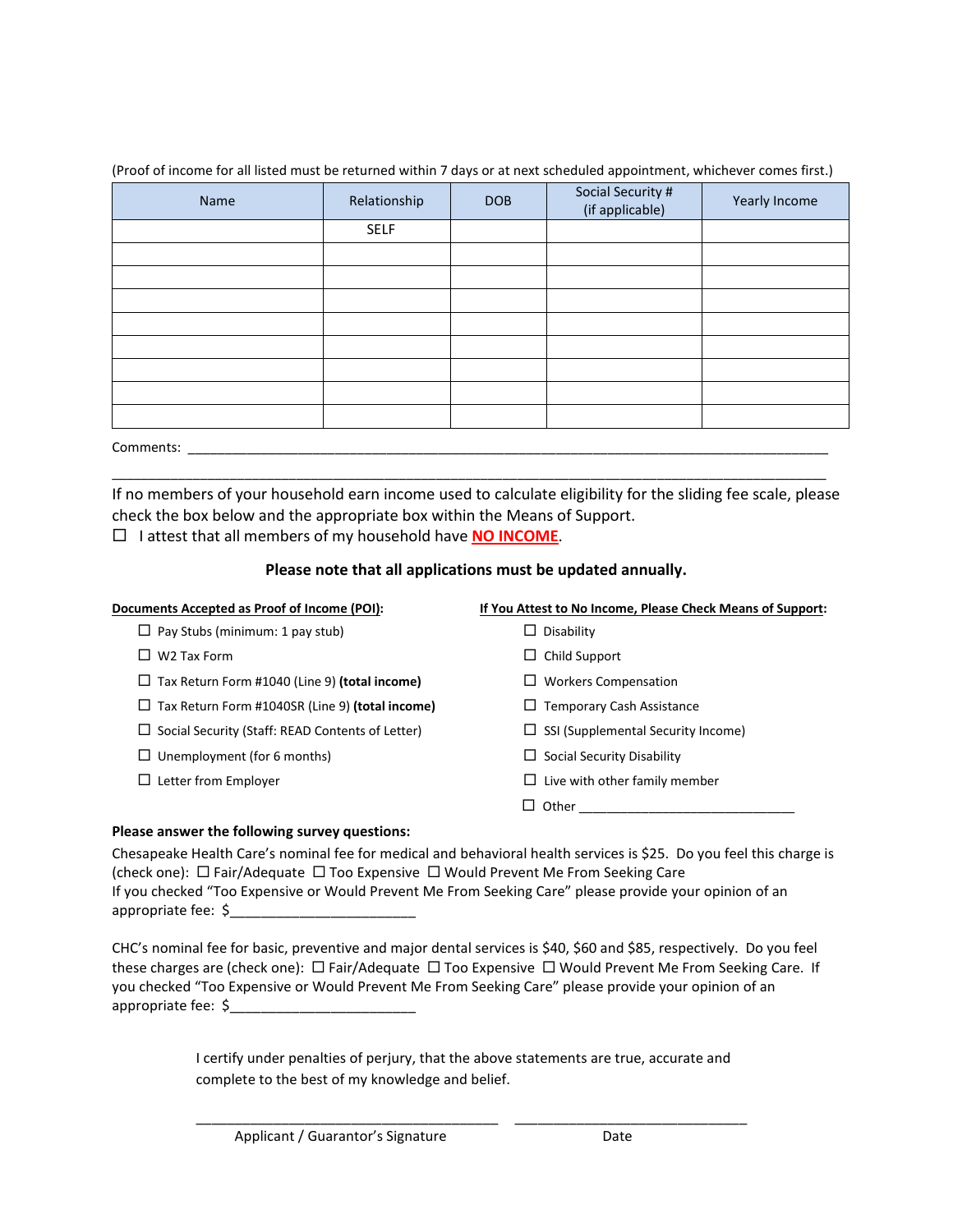(Proof of income for all listed must be returned within 7 days or at next scheduled appointment, whichever comes first.)

| Name | Relationship | DOB | Social Security # (if applicable) | Yearly Income |
|---|---|---|---|---|
| | SELF | | | |
| | | | | |
| | | | | |
| | | | | |
| | | | | |
| | | | | |
| | | | | |
| | | | | |
| | | | | |

Comments: ____________________________________________________________________________________

____________________________________________________________________________________________

If no members of your household earn income used to calculate eligibility for the sliding fee scale, please check the box below and the appropriate box within the Means of Support.

☐ I attest that all members of my household have **NO INCOME**.

**Please note that all applications must be updated annually.**

**Documents Accepted as Proof of Income (POI):**

- ☐ Pay Stubs (minimum: 1 pay stub)
- ☐ W2 Tax Form
- ☐ Tax Return Form #1040 (Line 9) **(total income)**
- ☐ Tax Return Form #1040SR (Line 9) **(total income)**
- ☐ Social Security (Staff: READ Contents of Letter)
- ☐ Unemployment (for 6 months)
- ☐ Letter from Employer

**If You Attest to No Income, Please Check Means of Support:**

- ☐ Disability
- ☐ Child Support
- ☐ Workers Compensation
- ☐ Temporary Cash Assistance
- ☐ SSI (Supplemental Security Income)
- ☐ Social Security Disability
- ☐ Live with other family member
- ☐ Other ______________________________

**Please answer the following survey questions:**

Chesapeake Health Care's nominal fee for medical and behavioral health services is $25. Do you feel this charge is (check one): ☐ Fair/Adequate ☐ Too Expensive ☐ Would Prevent Me From Seeking Care
If you checked "Too Expensive or Would Prevent Me From Seeking Care" please provide your opinion of an appropriate fee: $________________________

CHC's nominal fee for basic, preventive and major dental services is $40, $60 and $85, respectively. Do you feel these charges are (check one): ☐ Fair/Adequate ☐ Too Expensive ☐ Would Prevent Me From Seeking Care. If you checked "Too Expensive or Would Prevent Me From Seeking Care" please provide your opinion of an appropriate fee: $________________________

I certify under penalties of perjury, that the above statements are true, accurate and complete to the best of my knowledge and belief.

_______________________________________ ______________________________

Applicant / Guarantor's Signature Date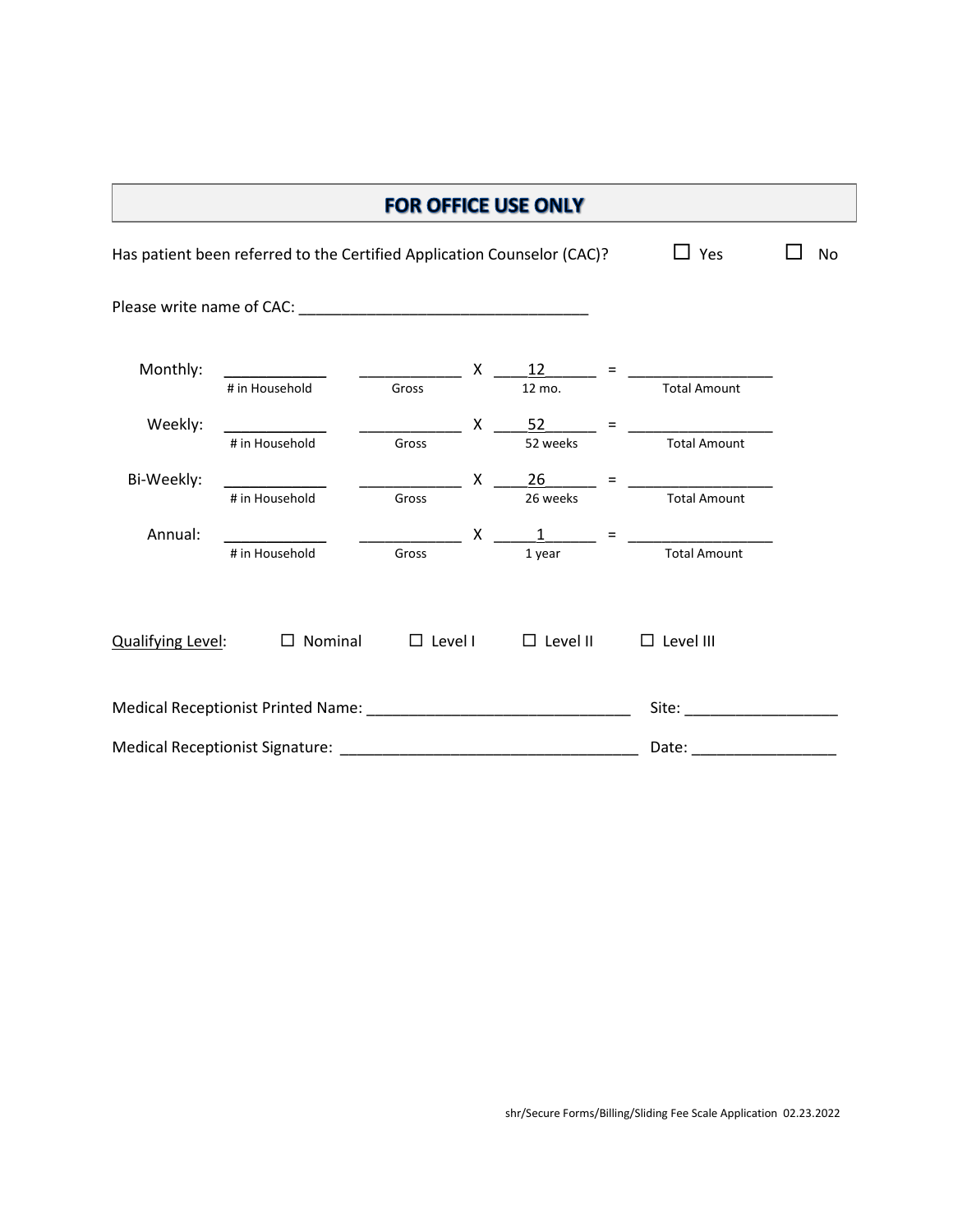## FOR OFFICE USE ONLY

Has patient been referred to the Certified Application Counselor (CAC)? ☐ Yes ☐ No

Please write name of CAC: ___________________________________

| | # in Household | Gross | X | | = | Total Amount |
|---|---|---|---|---|---|---|
| Monthly: | ___________ | ___________ | X | 12 (12 mo.) | = | ________________ |
| Weekly: | ___________ | ___________ | X | 52 (52 weeks) | = | ________________ |
| Bi-Weekly: | ___________ | ___________ | X | 26 (26 weeks) | = | ________________ |
| Annual: | ___________ | ___________ | X | 1 (1 year) | = | ________________ |

Qualifying Level: ☐ Nominal ☐ Level I ☐ Level II ☐ Level III

Medical Receptionist Printed Name: ______________________________ Site: _________________

Medical Receptionist Signature: __________________________________ Date: ________________

shr/Secure Forms/Billing/Sliding Fee Scale Application 02.23.2022